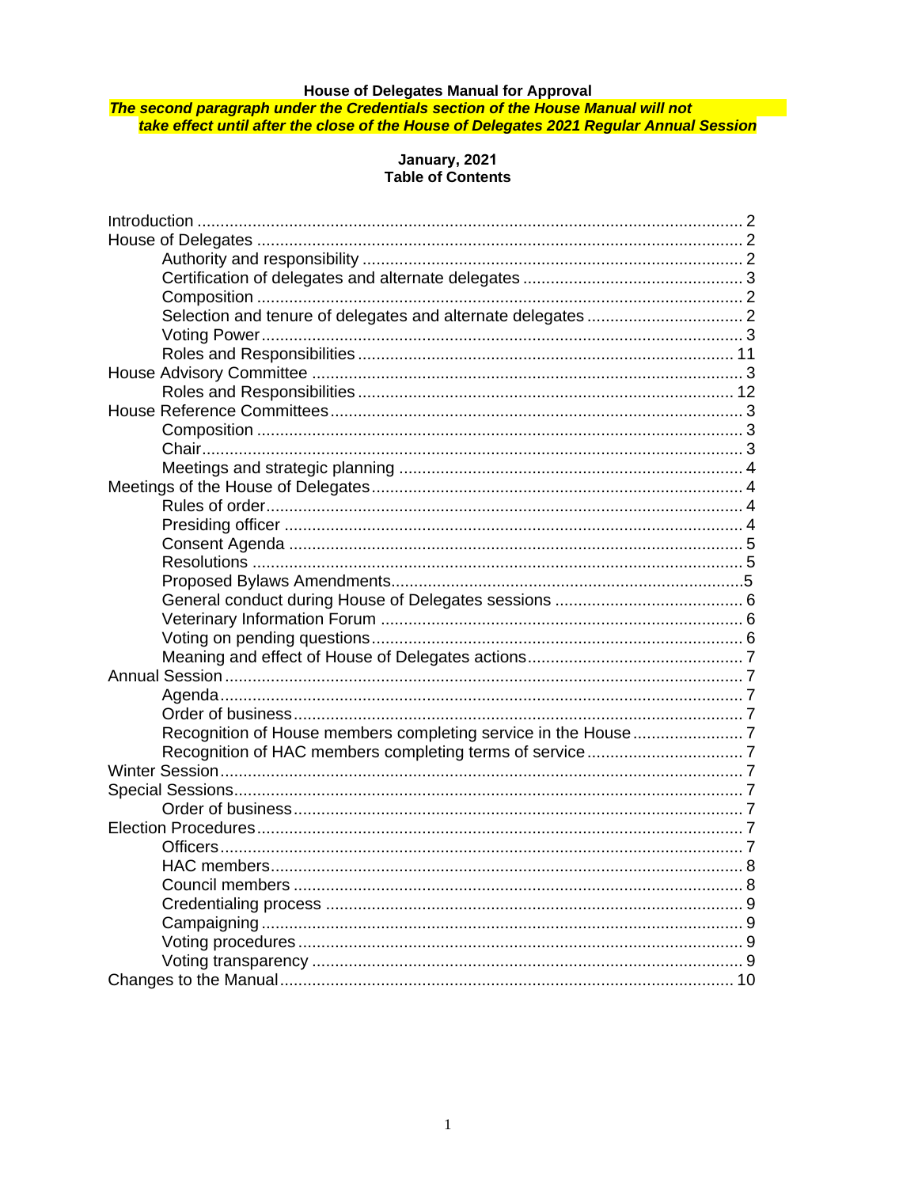# House of Delegates Manual for Approval

***The second paragraph under the Credentials section of the House Manual will not take effect until after the close of the House of Delegates 2021 Regular Annual Session***

**January, 2021**

## Table of Contents

Introduction ........ 2
House of Delegates ........ 2
- Authority and responsibility ........ 2
- Certification of delegates and alternate delegates ........ 3
- Composition ........ 2
- Selection and tenure of delegates and alternate delegates ........ 2
- Voting Power ........ 3
- Roles and Responsibilities ........ 11

House Advisory Committee ........ 3
- Roles and Responsibilities ........ 12

House Reference Committees ........ 3
- Composition ........ 3
- Chair ........ 3
- Meetings and strategic planning ........ 4

Meetings of the House of Delegates ........ 4
- Rules of order ........ 4
- Presiding officer ........ 4
- Consent Agenda ........ 5
- Resolutions ........ 5
- Proposed Bylaws Amendments ........ 5
- General conduct during House of Delegates sessions ........ 6
- Veterinary Information Forum ........ 6
- Voting on pending questions ........ 6
- Meaning and effect of House of Delegates actions ........ 7

Annual Session ........ 7
- Agenda ........ 7
- Order of business ........ 7
- Recognition of House members completing service in the House ........ 7
- Recognition of HAC members completing terms of service ........ 7

Winter Session ........ 7
Special Sessions ........ 7
- Order of business ........ 7

Election Procedures ........ 7
- Officers ........ 7
- HAC members ........ 8
- Council members ........ 8
- Credentialing process ........ 9
- Campaigning ........ 9
- Voting procedures ........ 9
- Voting transparency ........ 9

Changes to the Manual ........ 10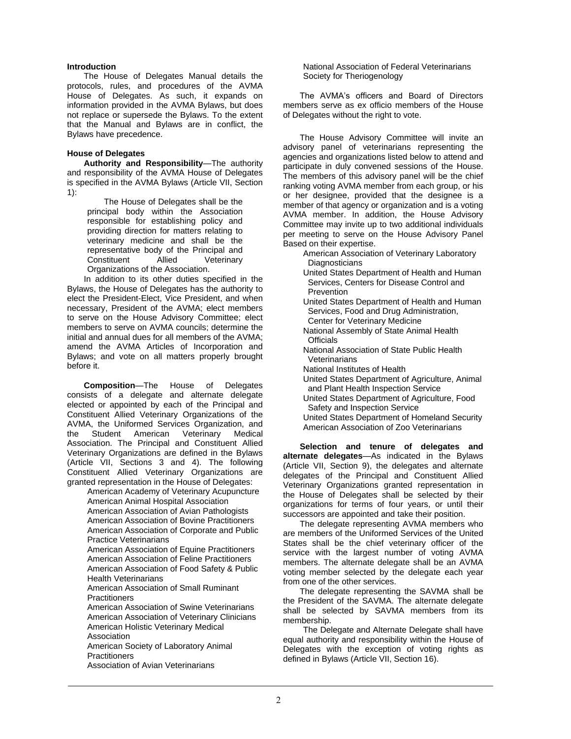### Introduction

The House of Delegates Manual details the protocols, rules, and procedures of the AVMA House of Delegates. As such, it expands on information provided in the AVMA Bylaws, but does not replace or supersede the Bylaws. To the extent that the Manual and Bylaws are in conflict, the Bylaws have precedence.

### House of Delegates

**Authority and Responsibility**—The authority and responsibility of the AVMA House of Delegates is specified in the AVMA Bylaws (Article VII, Section 1):

> The House of Delegates shall be the principal body within the Association responsible for establishing policy and providing direction for matters relating to veterinary medicine and shall be the representative body of the Principal and Constituent Allied Veterinary Organizations of the Association.

In addition to its other duties specified in the Bylaws, the House of Delegates has the authority to elect the President-Elect, Vice President, and when necessary, President of the AVMA; elect members to serve on the House Advisory Committee; elect members to serve on AVMA councils; determine the initial and annual dues for all members of the AVMA; amend the AVMA Articles of Incorporation and Bylaws; and vote on all matters properly brought before it.

**Composition**—The House of Delegates consists of a delegate and alternate delegate elected or appointed by each of the Principal and Constituent Allied Veterinary Organizations of the AVMA, the Uniformed Services Organization, and the Student American Veterinary Medical Association. The Principal and Constituent Allied Veterinary Organizations are defined in the Bylaws (Article VII, Sections 3 and 4). The following Constituent Allied Veterinary Organizations are granted representation in the House of Delegates:

- American Academy of Veterinary Acupuncture
- American Animal Hospital Association
- American Association of Avian Pathologists
- American Association of Bovine Practitioners
- American Association of Corporate and Public Practice Veterinarians
- American Association of Equine Practitioners
- American Association of Feline Practitioners
- American Association of Food Safety & Public Health Veterinarians
- American Association of Small Ruminant Practitioners
- American Association of Swine Veterinarians
- American Association of Veterinary Clinicians
- American Holistic Veterinary Medical Association
- American Society of Laboratory Animal Practitioners
- Association of Avian Veterinarians
- National Association of Federal Veterinarians
- Society for Theriogenology

The AVMA's officers and Board of Directors members serve as ex officio members of the House of Delegates without the right to vote.

The House Advisory Committee will invite an advisory panel of veterinarians representing the agencies and organizations listed below to attend and participate in duly convened sessions of the House. The members of this advisory panel will be the chief ranking voting AVMA member from each group, or his or her designee, provided that the designee is a member of that agency or organization and is a voting AVMA member. In addition, the House Advisory Committee may invite up to two additional individuals per meeting to serve on the House Advisory Panel Based on their expertise.

- American Association of Veterinary Laboratory Diagnosticians
- United States Department of Health and Human Services, Centers for Disease Control and Prevention
- United States Department of Health and Human Services, Food and Drug Administration, Center for Veterinary Medicine
- National Assembly of State Animal Health Officials
- National Association of State Public Health Veterinarians
- National Institutes of Health
- United States Department of Agriculture, Animal and Plant Health Inspection Service
- United States Department of Agriculture, Food Safety and Inspection Service
- United States Department of Homeland Security
- American Association of Zoo Veterinarians

**Selection and tenure of delegates and alternate delegates**—As indicated in the Bylaws (Article VII, Section 9), the delegates and alternate delegates of the Principal and Constituent Allied Veterinary Organizations granted representation in the House of Delegates shall be selected by their organizations for terms of four years, or until their successors are appointed and take their position.

The delegate representing AVMA members who are members of the Uniformed Services of the United States shall be the chief veterinary officer of the service with the largest number of voting AVMA members. The alternate delegate shall be an AVMA voting member selected by the delegate each year from one of the other services.

The delegate representing the SAVMA shall be the President of the SAVMA. The alternate delegate shall be selected by SAVMA members from its membership.

The Delegate and Alternate Delegate shall have equal authority and responsibility within the House of Delegates with the exception of voting rights as defined in Bylaws (Article VII, Section 16).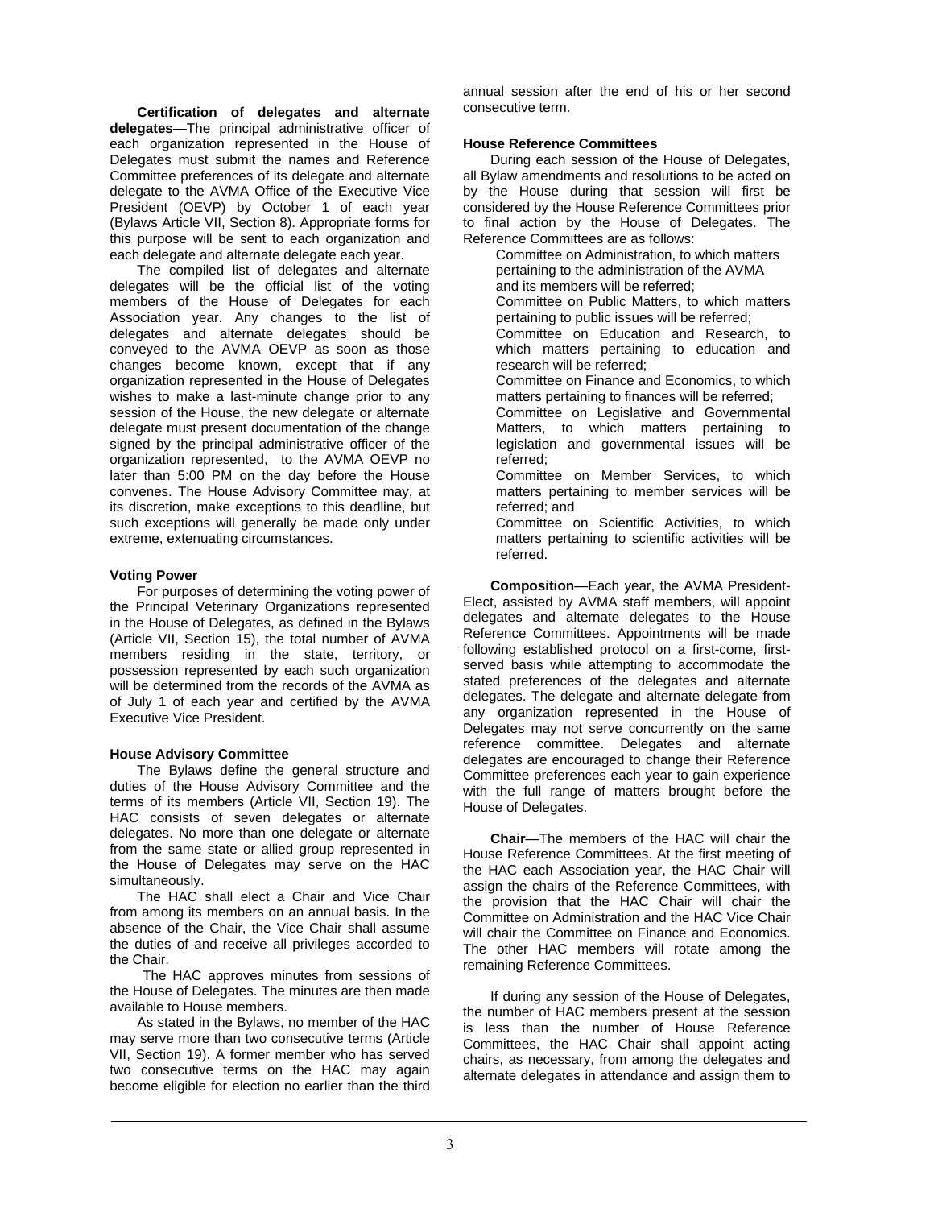**Certification of delegates and alternate delegates**—The principal administrative officer of each organization represented in the House of Delegates must submit the names and Reference Committee preferences of its delegate and alternate delegate to the AVMA Office of the Executive Vice President (OEVP) by October 1 of each year (Bylaws Article VII, Section 8). Appropriate forms for this purpose will be sent to each organization and each delegate and alternate delegate each year.

The compiled list of delegates and alternate delegates will be the official list of the voting members of the House of Delegates for each Association year. Any changes to the list of delegates and alternate delegates should be conveyed to the AVMA OEVP as soon as those changes become known, except that if any organization represented in the House of Delegates wishes to make a last-minute change prior to any session of the House, the new delegate or alternate delegate must present documentation of the change signed by the principal administrative officer of the organization represented, to the AVMA OEVP no later than 5:00 PM on the day before the House convenes. The House Advisory Committee may, at its discretion, make exceptions to this deadline, but such exceptions will generally be made only under extreme, extenuating circumstances.

### Voting Power

For purposes of determining the voting power of the Principal Veterinary Organizations represented in the House of Delegates, as defined in the Bylaws (Article VII, Section 15), the total number of AVMA members residing in the state, territory, or possession represented by each such organization will be determined from the records of the AVMA as of July 1 of each year and certified by the AVMA Executive Vice President.

### House Advisory Committee

The Bylaws define the general structure and duties of the House Advisory Committee and the terms of its members (Article VII, Section 19). The HAC consists of seven delegates or alternate delegates. No more than one delegate or alternate from the same state or allied group represented in the House of Delegates may serve on the HAC simultaneously.

The HAC shall elect a Chair and Vice Chair from among its members on an annual basis. In the absence of the Chair, the Vice Chair shall assume the duties of and receive all privileges accorded to the Chair.

The HAC approves minutes from sessions of the House of Delegates. The minutes are then made available to House members.

As stated in the Bylaws, no member of the HAC may serve more than two consecutive terms (Article VII, Section 19). A former member who has served two consecutive terms on the HAC may again become eligible for election no earlier than the third annual session after the end of his or her second consecutive term.

### House Reference Committees

During each session of the House of Delegates, all Bylaw amendments and resolutions to be acted on by the House during that session will first be considered by the House Reference Committees prior to final action by the House of Delegates. The Reference Committees are as follows:

- Committee on Administration, to which matters pertaining to the administration of the AVMA and its members will be referred;
- Committee on Public Matters, to which matters pertaining to public issues will be referred;
- Committee on Education and Research, to which matters pertaining to education and research will be referred;
- Committee on Finance and Economics, to which matters pertaining to finances will be referred;
- Committee on Legislative and Governmental Matters, to which matters pertaining to legislation and governmental issues will be referred;
- Committee on Member Services, to which matters pertaining to member services will be referred; and
- Committee on Scientific Activities, to which matters pertaining to scientific activities will be referred.

**Composition**—Each year, the AVMA President-Elect, assisted by AVMA staff members, will appoint delegates and alternate delegates to the House Reference Committees. Appointments will be made following established protocol on a first-come, first-served basis while attempting to accommodate the stated preferences of the delegates and alternate delegates. The delegate and alternate delegate from any organization represented in the House of Delegates may not serve concurrently on the same reference committee. Delegates and alternate delegates are encouraged to change their Reference Committee preferences each year to gain experience with the full range of matters brought before the House of Delegates.

**Chair**—The members of the HAC will chair the House Reference Committees. At the first meeting of the HAC each Association year, the HAC Chair will assign the chairs of the Reference Committees, with the provision that the HAC Chair will chair the Committee on Administration and the HAC Vice Chair will chair the Committee on Finance and Economics. The other HAC members will rotate among the remaining Reference Committees.

If during any session of the House of Delegates, the number of HAC members present at the session is less than the number of House Reference Committees, the HAC Chair shall appoint acting chairs, as necessary, from among the delegates and alternate delegates in attendance and assign them to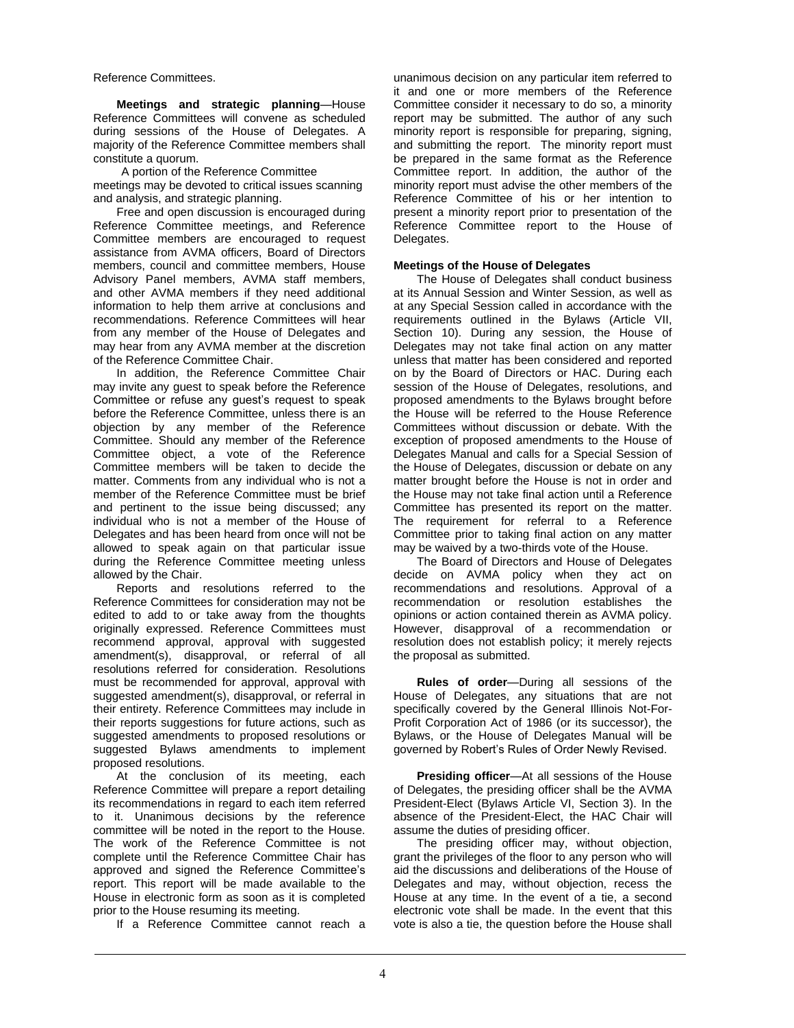Reference Committees.

**Meetings and strategic planning**—House Reference Committees will convene as scheduled during sessions of the House of Delegates. A majority of the Reference Committee members shall constitute a quorum.

A portion of the Reference Committee meetings may be devoted to critical issues scanning and analysis, and strategic planning.

Free and open discussion is encouraged during Reference Committee meetings, and Reference Committee members are encouraged to request assistance from AVMA officers, Board of Directors members, council and committee members, House Advisory Panel members, AVMA staff members, and other AVMA members if they need additional information to help them arrive at conclusions and recommendations. Reference Committees will hear from any member of the House of Delegates and may hear from any AVMA member at the discretion of the Reference Committee Chair.

In addition, the Reference Committee Chair may invite any guest to speak before the Reference Committee or refuse any guest's request to speak before the Reference Committee, unless there is an objection by any member of the Reference Committee. Should any member of the Reference Committee object, a vote of the Reference Committee members will be taken to decide the matter. Comments from any individual who is not a member of the Reference Committee must be brief and pertinent to the issue being discussed; any individual who is not a member of the House of Delegates and has been heard from once will not be allowed to speak again on that particular issue during the Reference Committee meeting unless allowed by the Chair.

Reports and resolutions referred to the Reference Committees for consideration may not be edited to add to or take away from the thoughts originally expressed. Reference Committees must recommend approval, approval with suggested amendment(s), disapproval, or referral of all resolutions referred for consideration. Resolutions must be recommended for approval, approval with suggested amendment(s), disapproval, or referral in their entirety. Reference Committees may include in their reports suggestions for future actions, such as suggested amendments to proposed resolutions or suggested Bylaws amendments to implement proposed resolutions.

At the conclusion of its meeting, each Reference Committee will prepare a report detailing its recommendations in regard to each item referred to it. Unanimous decisions by the reference committee will be noted in the report to the House. The work of the Reference Committee is not complete until the Reference Committee Chair has approved and signed the Reference Committee's report. This report will be made available to the House in electronic form as soon as it is completed prior to the House resuming its meeting.

If a Reference Committee cannot reach a unanimous decision on any particular item referred to it and one or more members of the Reference Committee consider it necessary to do so, a minority report may be submitted. The author of any such minority report is responsible for preparing, signing, and submitting the report. The minority report must be prepared in the same format as the Reference Committee report. In addition, the author of the minority report must advise the other members of the Reference Committee of his or her intention to present a minority report prior to presentation of the Reference Committee report to the House of Delegates.

**Meetings of the House of Delegates**

The House of Delegates shall conduct business at its Annual Session and Winter Session, as well as at any Special Session called in accordance with the requirements outlined in the Bylaws (Article VII, Section 10). During any session, the House of Delegates may not take final action on any matter unless that matter has been considered and reported on by the Board of Directors or HAC. During each session of the House of Delegates, resolutions, and proposed amendments to the Bylaws brought before the House will be referred to the House Reference Committees without discussion or debate. With the exception of proposed amendments to the House of Delegates Manual and calls for a Special Session of the House of Delegates, discussion or debate on any matter brought before the House is not in order and the House may not take final action until a Reference Committee has presented its report on the matter. The requirement for referral to a Reference Committee prior to taking final action on any matter may be waived by a two-thirds vote of the House.

The Board of Directors and House of Delegates decide on AVMA policy when they act on recommendations and resolutions. Approval of a recommendation or resolution establishes the opinions or action contained therein as AVMA policy. However, disapproval of a recommendation or resolution does not establish policy; it merely rejects the proposal as submitted.

**Rules of order**—During all sessions of the House of Delegates, any situations that are not specifically covered by the General Illinois Not-For-Profit Corporation Act of 1986 (or its successor), the Bylaws, or the House of Delegates Manual will be governed by Robert's Rules of Order Newly Revised.

**Presiding officer**—At all sessions of the House of Delegates, the presiding officer shall be the AVMA President-Elect (Bylaws Article VI, Section 3). In the absence of the President-Elect, the HAC Chair will assume the duties of presiding officer.

The presiding officer may, without objection, grant the privileges of the floor to any person who will aid the discussions and deliberations of the House of Delegates and may, without objection, recess the House at any time. In the event of a tie, a second electronic vote shall be made. In the event that this vote is also a tie, the question before the House shall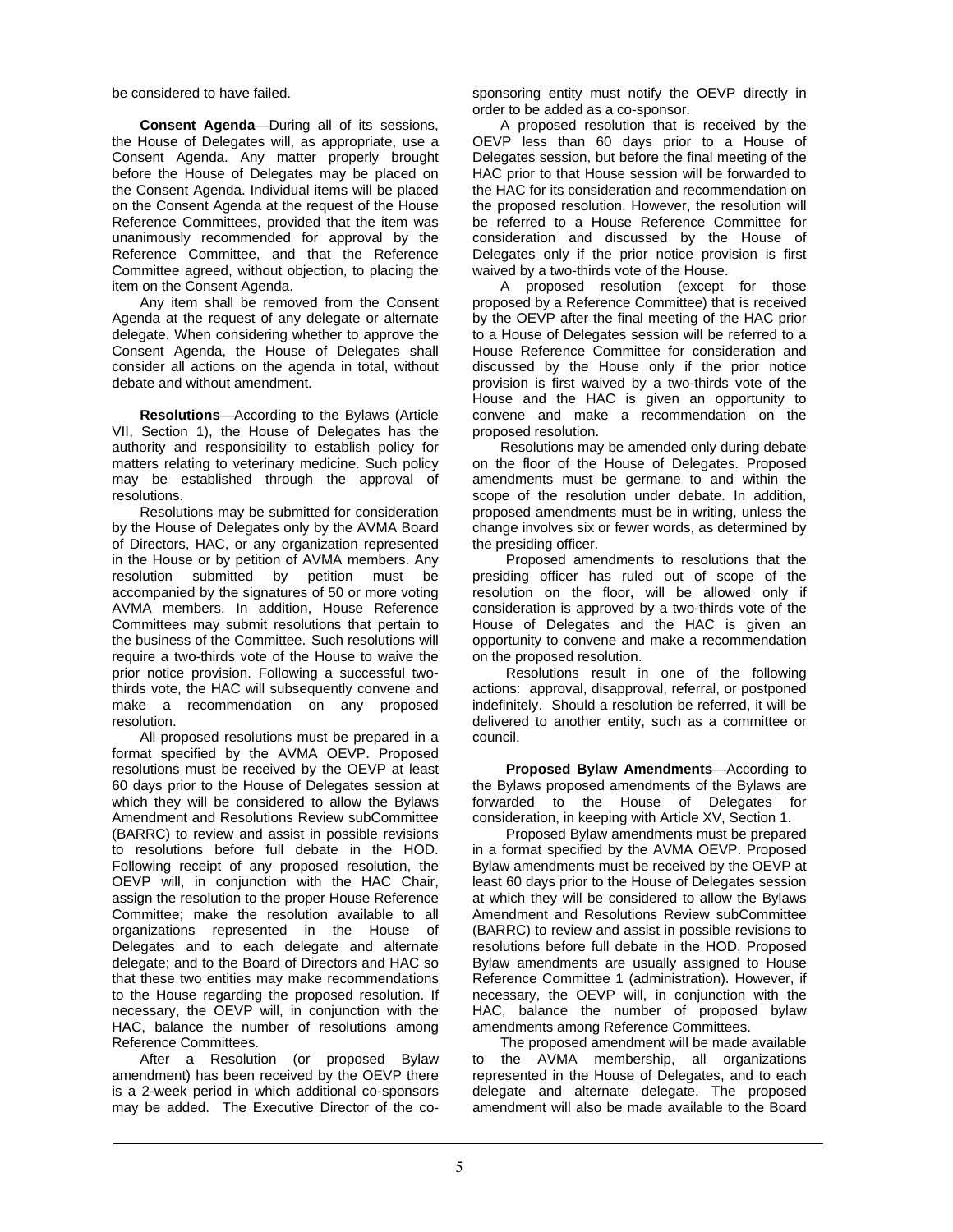be considered to have failed.

**Consent Agenda**—During all of its sessions, the House of Delegates will, as appropriate, use a Consent Agenda. Any matter properly brought before the House of Delegates may be placed on the Consent Agenda. Individual items will be placed on the Consent Agenda at the request of the House Reference Committees, provided that the item was unanimously recommended for approval by the Reference Committee, and that the Reference Committee agreed, without objection, to placing the item on the Consent Agenda.

Any item shall be removed from the Consent Agenda at the request of any delegate or alternate delegate. When considering whether to approve the Consent Agenda, the House of Delegates shall consider all actions on the agenda in total, without debate and without amendment.

**Resolutions**—According to the Bylaws (Article VII, Section 1), the House of Delegates has the authority and responsibility to establish policy for matters relating to veterinary medicine. Such policy may be established through the approval of resolutions.

Resolutions may be submitted for consideration by the House of Delegates only by the AVMA Board of Directors, HAC, or any organization represented in the House or by petition of AVMA members. Any resolution submitted by petition must be accompanied by the signatures of 50 or more voting AVMA members. In addition, House Reference Committees may submit resolutions that pertain to the business of the Committee. Such resolutions will require a two-thirds vote of the House to waive the prior notice provision. Following a successful two-thirds vote, the HAC will subsequently convene and make a recommendation on any proposed resolution.

All proposed resolutions must be prepared in a format specified by the AVMA OEVP. Proposed resolutions must be received by the OEVP at least 60 days prior to the House of Delegates session at which they will be considered to allow the Bylaws Amendment and Resolutions Review subCommittee (BARRC) to review and assist in possible revisions to resolutions before full debate in the HOD. Following receipt of any proposed resolution, the OEVP will, in conjunction with the HAC Chair, assign the resolution to the proper House Reference Committee; make the resolution available to all organizations represented in the House of Delegates and to each delegate and alternate delegate; and to the Board of Directors and HAC so that these two entities may make recommendations to the House regarding the proposed resolution. If necessary, the OEVP will, in conjunction with the HAC, balance the number of resolutions among Reference Committees.

After a Resolution (or proposed Bylaw amendment) has been received by the OEVP there is a 2-week period in which additional co-sponsors may be added. The Executive Director of the co-sponsoring entity must notify the OEVP directly in order to be added as a co-sponsor.

A proposed resolution that is received by the OEVP less than 60 days prior to a House of Delegates session, but before the final meeting of the HAC prior to that House session will be forwarded to the HAC for its consideration and recommendation on the proposed resolution. However, the resolution will be referred to a House Reference Committee for consideration and discussed by the House of Delegates only if the prior notice provision is first waived by a two-thirds vote of the House.

A proposed resolution (except for those proposed by a Reference Committee) that is received by the OEVP after the final meeting of the HAC prior to a House of Delegates session will be referred to a House Reference Committee for consideration and discussed by the House only if the prior notice provision is first waived by a two-thirds vote of the House and the HAC is given an opportunity to convene and make a recommendation on the proposed resolution.

Resolutions may be amended only during debate on the floor of the House of Delegates. Proposed amendments must be germane to and within the scope of the resolution under debate. In addition, proposed amendments must be in writing, unless the change involves six or fewer words, as determined by the presiding officer.

Proposed amendments to resolutions that the presiding officer has ruled out of scope of the resolution on the floor, will be allowed only if consideration is approved by a two-thirds vote of the House of Delegates and the HAC is given an opportunity to convene and make a recommendation on the proposed resolution.

Resolutions result in one of the following actions: approval, disapproval, referral, or postponed indefinitely. Should a resolution be referred, it will be delivered to another entity, such as a committee or council.

**Proposed Bylaw Amendments**—According to the Bylaws proposed amendments of the Bylaws are forwarded to the House of Delegates for consideration, in keeping with Article XV, Section 1.

Proposed Bylaw amendments must be prepared in a format specified by the AVMA OEVP. Proposed Bylaw amendments must be received by the OEVP at least 60 days prior to the House of Delegates session at which they will be considered to allow the Bylaws Amendment and Resolutions Review subCommittee (BARRC) to review and assist in possible revisions to resolutions before full debate in the HOD. Proposed Bylaw amendments are usually assigned to House Reference Committee 1 (administration). However, if necessary, the OEVP will, in conjunction with the HAC, balance the number of proposed bylaw amendments among Reference Committees.

The proposed amendment will be made available to the AVMA membership, all organizations represented in the House of Delegates, and to each delegate and alternate delegate. The proposed amendment will also be made available to the Board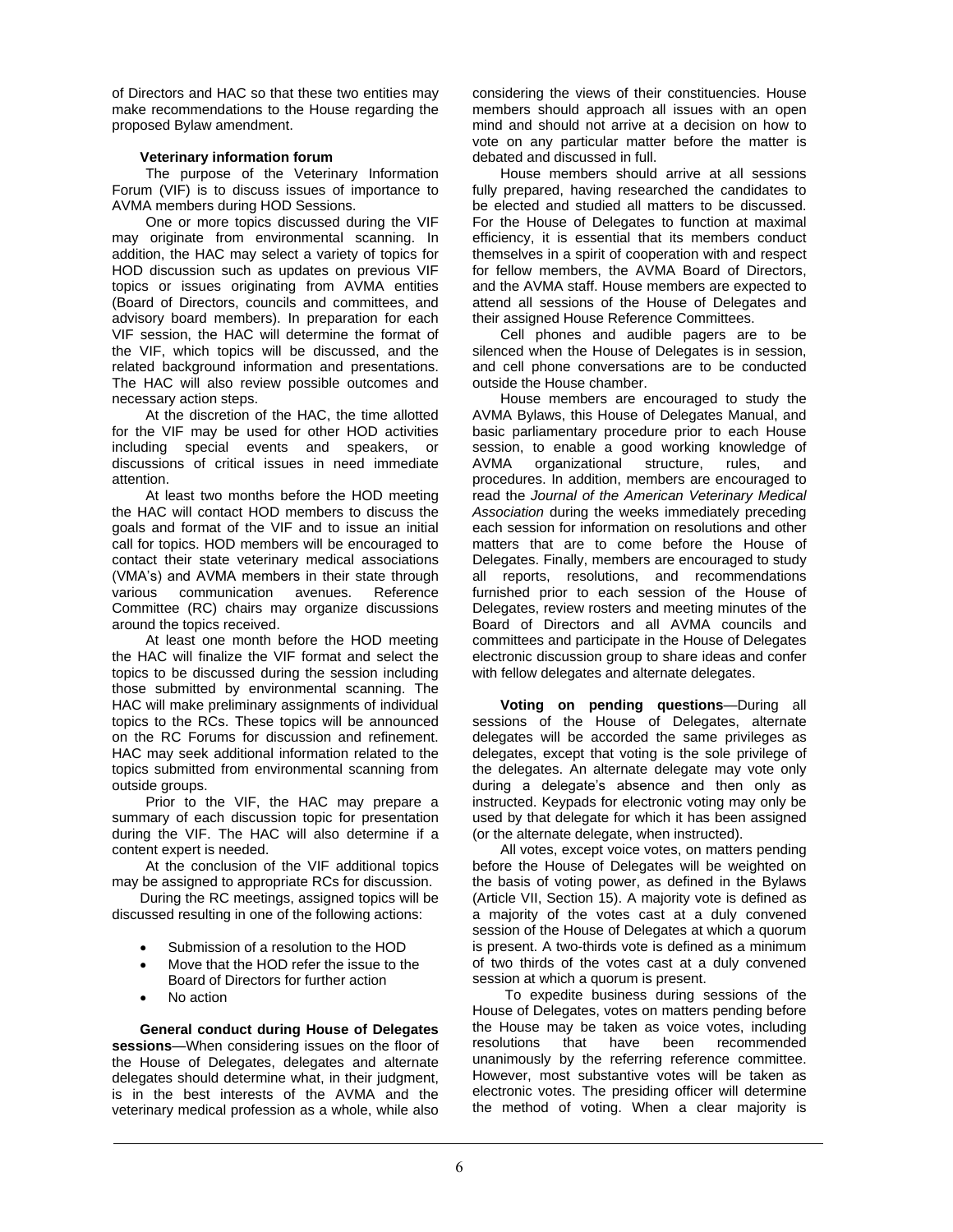of Directors and HAC so that these two entities may make recommendations to the House regarding the proposed Bylaw amendment.

**Veterinary information forum**

The purpose of the Veterinary Information Forum (VIF) is to discuss issues of importance to AVMA members during HOD Sessions.

One or more topics discussed during the VIF may originate from environmental scanning. In addition, the HAC may select a variety of topics for HOD discussion such as updates on previous VIF topics or issues originating from AVMA entities (Board of Directors, councils and committees, and advisory board members). In preparation for each VIF session, the HAC will determine the format of the VIF, which topics will be discussed, and the related background information and presentations. The HAC will also review possible outcomes and necessary action steps.

At the discretion of the HAC, the time allotted for the VIF may be used for other HOD activities including special events and speakers, or discussions of critical issues in need immediate attention.

At least two months before the HOD meeting the HAC will contact HOD members to discuss the goals and format of the VIF and to issue an initial call for topics. HOD members will be encouraged to contact their state veterinary medical associations (VMA's) and AVMA members in their state through various communication avenues. Reference Committee (RC) chairs may organize discussions around the topics received.

At least one month before the HOD meeting the HAC will finalize the VIF format and select the topics to be discussed during the session including those submitted by environmental scanning. The HAC will make preliminary assignments of individual topics to the RCs. These topics will be announced on the RC Forums for discussion and refinement. HAC may seek additional information related to the topics submitted from environmental scanning from outside groups.

Prior to the VIF, the HAC may prepare a summary of each discussion topic for presentation during the VIF. The HAC will also determine if a content expert is needed.

At the conclusion of the VIF additional topics may be assigned to appropriate RCs for discussion.

During the RC meetings, assigned topics will be discussed resulting in one of the following actions:

- Submission of a resolution to the HOD
- Move that the HOD refer the issue to the Board of Directors for further action
- No action

**General conduct during House of Delegates sessions**—When considering issues on the floor of the House of Delegates, delegates and alternate delegates should determine what, in their judgment, is in the best interests of the AVMA and the veterinary medical profession as a whole, while also considering the views of their constituencies. House members should approach all issues with an open mind and should not arrive at a decision on how to vote on any particular matter before the matter is debated and discussed in full.

House members should arrive at all sessions fully prepared, having researched the candidates to be elected and studied all matters to be discussed. For the House of Delegates to function at maximal efficiency, it is essential that its members conduct themselves in a spirit of cooperation with and respect for fellow members, the AVMA Board of Directors, and the AVMA staff. House members are expected to attend all sessions of the House of Delegates and their assigned House Reference Committees.

Cell phones and audible pagers are to be silenced when the House of Delegates is in session, and cell phone conversations are to be conducted outside the House chamber.

House members are encouraged to study the AVMA Bylaws, this House of Delegates Manual, and basic parliamentary procedure prior to each House session, to enable a good working knowledge of AVMA organizational structure, rules, and procedures. In addition, members are encouraged to read the *Journal of the American Veterinary Medical Association* during the weeks immediately preceding each session for information on resolutions and other matters that are to come before the House of Delegates. Finally, members are encouraged to study all reports, resolutions, and recommendations furnished prior to each session of the House of Delegates, review rosters and meeting minutes of the Board of Directors and all AVMA councils and committees and participate in the House of Delegates electronic discussion group to share ideas and confer with fellow delegates and alternate delegates.

**Voting on pending questions**—During all sessions of the House of Delegates, alternate delegates will be accorded the same privileges as delegates, except that voting is the sole privilege of the delegates. An alternate delegate may vote only during a delegate's absence and then only as instructed. Keypads for electronic voting may only be used by that delegate for which it has been assigned (or the alternate delegate, when instructed).

All votes, except voice votes, on matters pending before the House of Delegates will be weighted on the basis of voting power, as defined in the Bylaws (Article VII, Section 15). A majority vote is defined as a majority of the votes cast at a duly convened session of the House of Delegates at which a quorum is present. A two-thirds vote is defined as a minimum of two thirds of the votes cast at a duly convened session at which a quorum is present.

To expedite business during sessions of the House of Delegates, votes on matters pending before the House may be taken as voice votes, including resolutions that have been recommended unanimously by the referring reference committee. However, most substantive votes will be taken as electronic votes. The presiding officer will determine the method of voting. When a clear majority is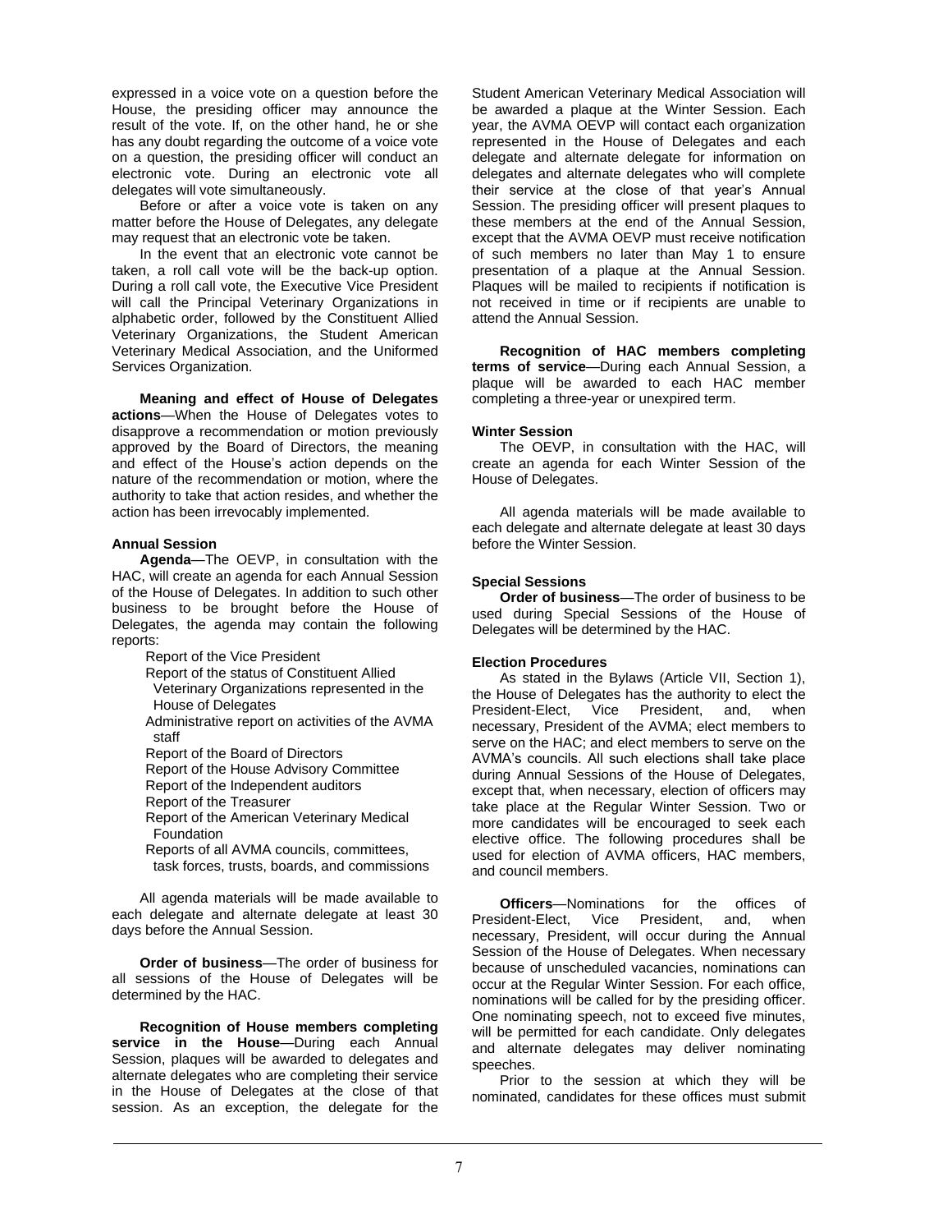expressed in a voice vote on a question before the House, the presiding officer may announce the result of the vote. If, on the other hand, he or she has any doubt regarding the outcome of a voice vote on a question, the presiding officer will conduct an electronic vote. During an electronic vote all delegates will vote simultaneously.

Before or after a voice vote is taken on any matter before the House of Delegates, any delegate may request that an electronic vote be taken.

In the event that an electronic vote cannot be taken, a roll call vote will be the back-up option. During a roll call vote, the Executive Vice President will call the Principal Veterinary Organizations in alphabetic order, followed by the Constituent Allied Veterinary Organizations, the Student American Veterinary Medical Association, and the Uniformed Services Organization.

**Meaning and effect of House of Delegates actions**—When the House of Delegates votes to disapprove a recommendation or motion previously approved by the Board of Directors, the meaning and effect of the House's action depends on the nature of the recommendation or motion, where the authority to take that action resides, and whether the action has been irrevocably implemented.

### Annual Session

**Agenda**—The OEVP, in consultation with the HAC, will create an agenda for each Annual Session of the House of Delegates. In addition to such other business to be brought before the House of Delegates, the agenda may contain the following reports:

- Report of the Vice President
- Report of the status of Constituent Allied Veterinary Organizations represented in the House of Delegates
- Administrative report on activities of the AVMA staff
- Report of the Board of Directors
- Report of the House Advisory Committee
- Report of the Independent auditors
- Report of the Treasurer
- Report of the American Veterinary Medical Foundation
- Reports of all AVMA councils, committees, task forces, trusts, boards, and commissions

All agenda materials will be made available to each delegate and alternate delegate at least 30 days before the Annual Session.

**Order of business**—The order of business for all sessions of the House of Delegates will be determined by the HAC.

**Recognition of House members completing service in the House**—During each Annual Session, plaques will be awarded to delegates and alternate delegates who are completing their service in the House of Delegates at the close of that session. As an exception, the delegate for the Student American Veterinary Medical Association will be awarded a plaque at the Winter Session. Each year, the AVMA OEVP will contact each organization represented in the House of Delegates and each delegate and alternate delegate for information on delegates and alternate delegates who will complete their service at the close of that year's Annual Session. The presiding officer will present plaques to these members at the end of the Annual Session, except that the AVMA OEVP must receive notification of such members no later than May 1 to ensure presentation of a plaque at the Annual Session. Plaques will be mailed to recipients if notification is not received in time or if recipients are unable to attend the Annual Session.

**Recognition of HAC members completing terms of service**—During each Annual Session, a plaque will be awarded to each HAC member completing a three-year or unexpired term.

### Winter Session

The OEVP, in consultation with the HAC, will create an agenda for each Winter Session of the House of Delegates.

All agenda materials will be made available to each delegate and alternate delegate at least 30 days before the Winter Session.

### Special Sessions

**Order of business**—The order of business to be used during Special Sessions of the House of Delegates will be determined by the HAC.

### Election Procedures

As stated in the Bylaws (Article VII, Section 1), the House of Delegates has the authority to elect the President-Elect, Vice President, and, when necessary, President of the AVMA; elect members to serve on the HAC; and elect members to serve on the AVMA's councils. All such elections shall take place during Annual Sessions of the House of Delegates, except that, when necessary, election of officers may take place at the Regular Winter Session. Two or more candidates will be encouraged to seek each elective office. The following procedures shall be used for election of AVMA officers, HAC members, and council members.

**Officers**—Nominations for the offices of President-Elect, Vice President, and, when necessary, President, will occur during the Annual Session of the House of Delegates. When necessary because of unscheduled vacancies, nominations can occur at the Regular Winter Session. For each office, nominations will be called for by the presiding officer. One nominating speech, not to exceed five minutes, will be permitted for each candidate. Only delegates and alternate delegates may deliver nominating speeches.

Prior to the session at which they will be nominated, candidates for these offices must submit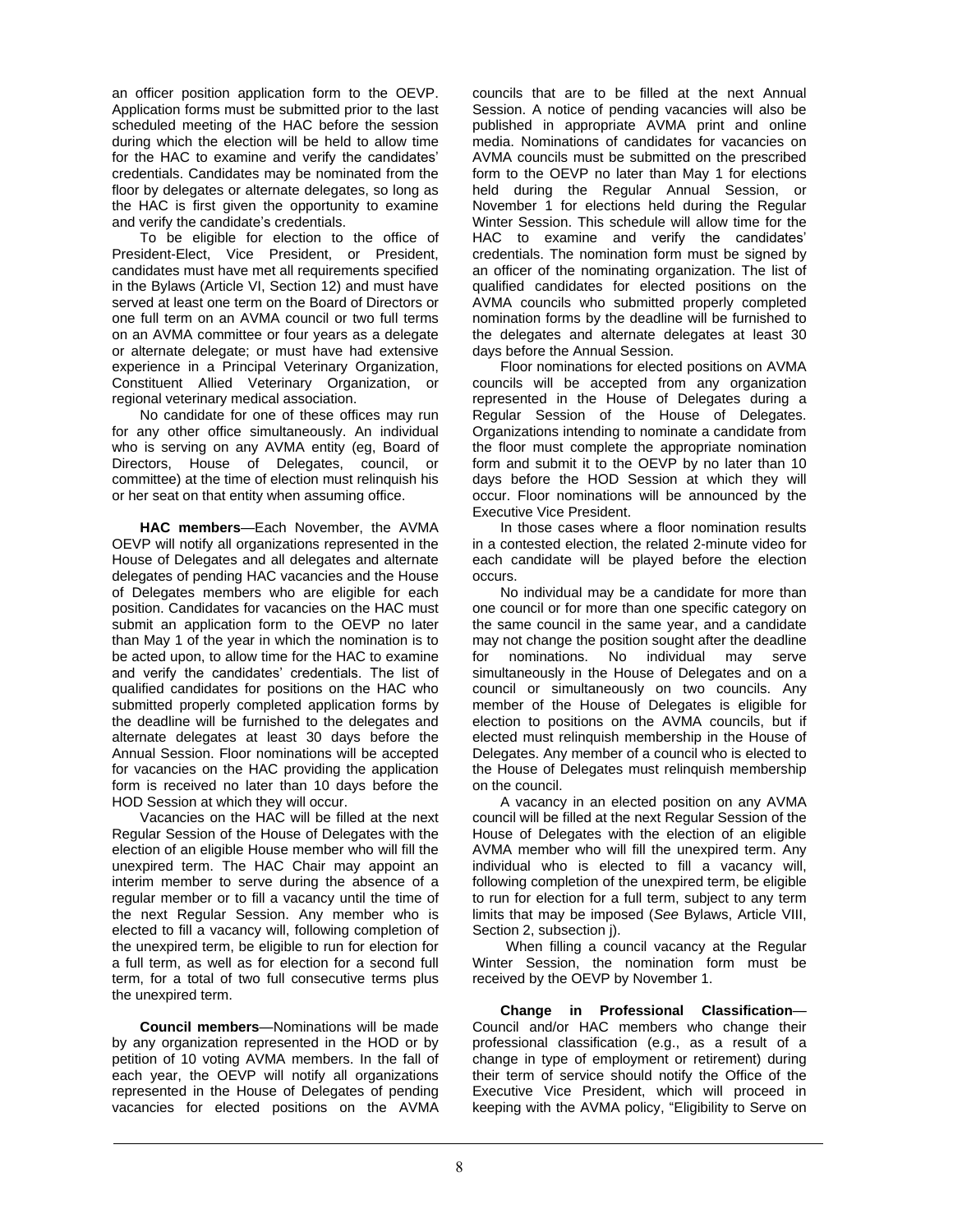an officer position application form to the OEVP. Application forms must be submitted prior to the last scheduled meeting of the HAC before the session during which the election will be held to allow time for the HAC to examine and verify the candidates' credentials. Candidates may be nominated from the floor by delegates or alternate delegates, so long as the HAC is first given the opportunity to examine and verify the candidate's credentials.

To be eligible for election to the office of President-Elect, Vice President, or President, candidates must have met all requirements specified in the Bylaws (Article VI, Section 12) and must have served at least one term on the Board of Directors or one full term on an AVMA council or two full terms on an AVMA committee or four years as a delegate or alternate delegate; or must have had extensive experience in a Principal Veterinary Organization, Constituent Allied Veterinary Organization, or regional veterinary medical association.

No candidate for one of these offices may run for any other office simultaneously. An individual who is serving on any AVMA entity (eg, Board of Directors, House of Delegates, council, or committee) at the time of election must relinquish his or her seat on that entity when assuming office.

**HAC members**—Each November, the AVMA OEVP will notify all organizations represented in the House of Delegates and all delegates and alternate delegates of pending HAC vacancies and the House of Delegates members who are eligible for each position. Candidates for vacancies on the HAC must submit an application form to the OEVP no later than May 1 of the year in which the nomination is to be acted upon, to allow time for the HAC to examine and verify the candidates' credentials. The list of qualified candidates for positions on the HAC who submitted properly completed application forms by the deadline will be furnished to the delegates and alternate delegates at least 30 days before the Annual Session. Floor nominations will be accepted for vacancies on the HAC providing the application form is received no later than 10 days before the HOD Session at which they will occur.

Vacancies on the HAC will be filled at the next Regular Session of the House of Delegates with the election of an eligible House member who will fill the unexpired term. The HAC Chair may appoint an interim member to serve during the absence of a regular member or to fill a vacancy until the time of the next Regular Session. Any member who is elected to fill a vacancy will, following completion of the unexpired term, be eligible to run for election for a full term, as well as for election for a second full term, for a total of two full consecutive terms plus the unexpired term.

**Council members**—Nominations will be made by any organization represented in the HOD or by petition of 10 voting AVMA members. In the fall of each year, the OEVP will notify all organizations represented in the House of Delegates of pending vacancies for elected positions on the AVMA councils that are to be filled at the next Annual Session. A notice of pending vacancies will also be published in appropriate AVMA print and online media. Nominations of candidates for vacancies on AVMA councils must be submitted on the prescribed form to the OEVP no later than May 1 for elections held during the Regular Annual Session, or November 1 for elections held during the Regular Winter Session. This schedule will allow time for the HAC to examine and verify the candidates' credentials. The nomination form must be signed by an officer of the nominating organization. The list of qualified candidates for elected positions on the AVMA councils who submitted properly completed nomination forms by the deadline will be furnished to the delegates and alternate delegates at least 30 days before the Annual Session.

Floor nominations for elected positions on AVMA councils will be accepted from any organization represented in the House of Delegates during a Regular Session of the House of Delegates. Organizations intending to nominate a candidate from the floor must complete the appropriate nomination form and submit it to the OEVP by no later than 10 days before the HOD Session at which they will occur. Floor nominations will be announced by the Executive Vice President.

In those cases where a floor nomination results in a contested election, the related 2-minute video for each candidate will be played before the election occurs.

No individual may be a candidate for more than one council or for more than one specific category on the same council in the same year, and a candidate may not change the position sought after the deadline for nominations. No individual may serve simultaneously in the House of Delegates and on a council or simultaneously on two councils. Any member of the House of Delegates is eligible for election to positions on the AVMA councils, but if elected must relinquish membership in the House of Delegates. Any member of a council who is elected to the House of Delegates must relinquish membership on the council.

A vacancy in an elected position on any AVMA council will be filled at the next Regular Session of the House of Delegates with the election of an eligible AVMA member who will fill the unexpired term. Any individual who is elected to fill a vacancy will, following completion of the unexpired term, be eligible to run for election for a full term, subject to any term limits that may be imposed (*See* Bylaws, Article VIII, Section 2, subsection j).

When filling a council vacancy at the Regular Winter Session, the nomination form must be received by the OEVP by November 1.

**Change in Professional Classification**—Council and/or HAC members who change their professional classification (e.g., as a result of a change in type of employment or retirement) during their term of service should notify the Office of the Executive Vice President, which will proceed in keeping with the AVMA policy, "Eligibility to Serve on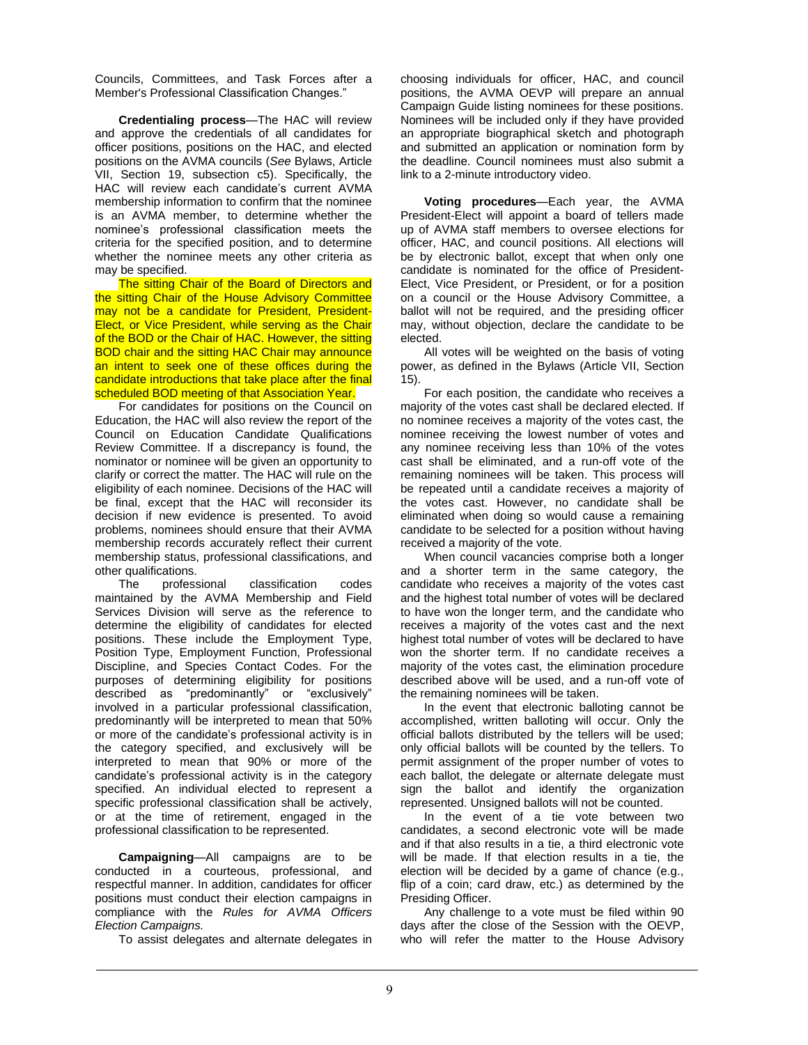Councils, Committees, and Task Forces after a Member's Professional Classification Changes."

**Credentialing process**—The HAC will review and approve the credentials of all candidates for officer positions, positions on the HAC, and elected positions on the AVMA councils (*See* Bylaws, Article VII, Section 19, subsection c5). Specifically, the HAC will review each candidate's current AVMA membership information to confirm that the nominee is an AVMA member, to determine whether the nominee's professional classification meets the criteria for the specified position, and to determine whether the nominee meets any other criteria as may be specified.

The sitting Chair of the Board of Directors and the sitting Chair of the House Advisory Committee may not be a candidate for President, President-Elect, or Vice President, while serving as the Chair of the BOD or the Chair of HAC. However, the sitting BOD chair and the sitting HAC Chair may announce an intent to seek one of these offices during the candidate introductions that take place after the final scheduled BOD meeting of that Association Year.

For candidates for positions on the Council on Education, the HAC will also review the report of the Council on Education Candidate Qualifications Review Committee. If a discrepancy is found, the nominator or nominee will be given an opportunity to clarify or correct the matter. The HAC will rule on the eligibility of each nominee. Decisions of the HAC will be final, except that the HAC will reconsider its decision if new evidence is presented. To avoid problems, nominees should ensure that their AVMA membership records accurately reflect their current membership status, professional classifications, and other qualifications.

The professional classification codes maintained by the AVMA Membership and Field Services Division will serve as the reference to determine the eligibility of candidates for elected positions. These include the Employment Type, Position Type, Employment Function, Professional Discipline, and Species Contact Codes. For the purposes of determining eligibility for positions described as "predominantly" or "exclusively" involved in a particular professional classification, predominantly will be interpreted to mean that 50% or more of the candidate's professional activity is in the category specified, and exclusively will be interpreted to mean that 90% or more of the candidate's professional activity is in the category specified. An individual elected to represent a specific professional classification shall be actively, or at the time of retirement, engaged in the professional classification to be represented.

**Campaigning**—All campaigns are to be conducted in a courteous, professional, and respectful manner. In addition, candidates for officer positions must conduct their election campaigns in compliance with the *Rules for AVMA Officers Election Campaigns.*

To assist delegates and alternate delegates in choosing individuals for officer, HAC, and council positions, the AVMA OEVP will prepare an annual Campaign Guide listing nominees for these positions. Nominees will be included only if they have provided an appropriate biographical sketch and photograph and submitted an application or nomination form by the deadline. Council nominees must also submit a link to a 2-minute introductory video.

**Voting procedures**—Each year, the AVMA President-Elect will appoint a board of tellers made up of AVMA staff members to oversee elections for officer, HAC, and council positions. All elections will be by electronic ballot, except that when only one candidate is nominated for the office of President-Elect, Vice President, or President, or for a position on a council or the House Advisory Committee, a ballot will not be required, and the presiding officer may, without objection, declare the candidate to be elected.

All votes will be weighted on the basis of voting power, as defined in the Bylaws (Article VII, Section 15).

For each position, the candidate who receives a majority of the votes cast shall be declared elected. If no nominee receives a majority of the votes cast, the nominee receiving the lowest number of votes and any nominee receiving less than 10% of the votes cast shall be eliminated, and a run-off vote of the remaining nominees will be taken. This process will be repeated until a candidate receives a majority of the votes cast. However, no candidate shall be eliminated when doing so would cause a remaining candidate to be selected for a position without having received a majority of the vote.

When council vacancies comprise both a longer and a shorter term in the same category, the candidate who receives a majority of the votes cast and the highest total number of votes will be declared to have won the longer term, and the candidate who receives a majority of the votes cast and the next highest total number of votes will be declared to have won the shorter term. If no candidate receives a majority of the votes cast, the elimination procedure described above will be used, and a run-off vote of the remaining nominees will be taken.

In the event that electronic balloting cannot be accomplished, written balloting will occur. Only the official ballots distributed by the tellers will be used; only official ballots will be counted by the tellers. To permit assignment of the proper number of votes to each ballot, the delegate or alternate delegate must sign the ballot and identify the organization represented. Unsigned ballots will not be counted.

In the event of a tie vote between two candidates, a second electronic vote will be made and if that also results in a tie, a third electronic vote will be made. If that election results in a tie, the election will be decided by a game of chance (e.g., flip of a coin; card draw, etc.) as determined by the Presiding Officer.

Any challenge to a vote must be filed within 90 days after the close of the Session with the OEVP, who will refer the matter to the House Advisory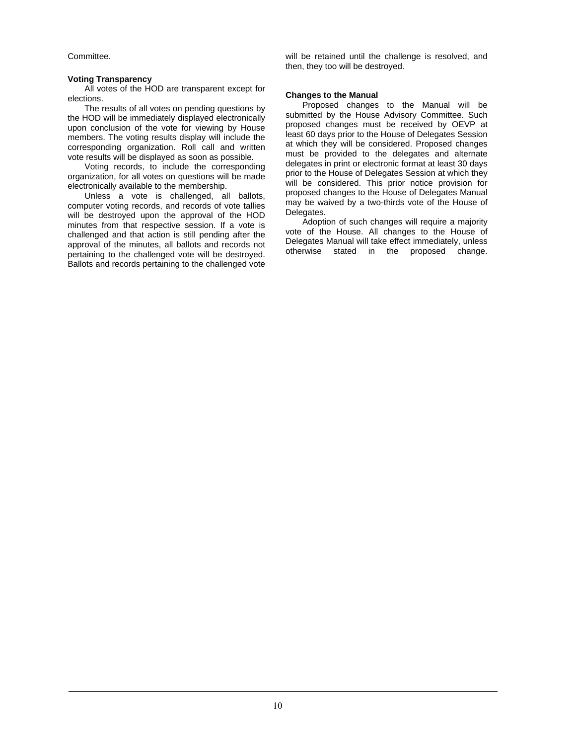Committee.

**Voting Transparency**

All votes of the HOD are transparent except for elections.

The results of all votes on pending questions by the HOD will be immediately displayed electronically upon conclusion of the vote for viewing by House members. The voting results display will include the corresponding organization. Roll call and written vote results will be displayed as soon as possible.

Voting records, to include the corresponding organization, for all votes on questions will be made electronically available to the membership.

Unless a vote is challenged, all ballots, computer voting records, and records of vote tallies will be destroyed upon the approval of the HOD minutes from that respective session. If a vote is challenged and that action is still pending after the approval of the minutes, all ballots and records not pertaining to the challenged vote will be destroyed. Ballots and records pertaining to the challenged vote will be retained until the challenge is resolved, and then, they too will be destroyed.

**Changes to the Manual**

Proposed changes to the Manual will be submitted by the House Advisory Committee. Such proposed changes must be received by OEVP at least 60 days prior to the House of Delegates Session at which they will be considered. Proposed changes must be provided to the delegates and alternate delegates in print or electronic format at least 30 days prior to the House of Delegates Session at which they will be considered. This prior notice provision for proposed changes to the House of Delegates Manual may be waived by a two-thirds vote of the House of Delegates.

Adoption of such changes will require a majority vote of the House. All changes to the House of Delegates Manual will take effect immediately, unless otherwise stated in the proposed change.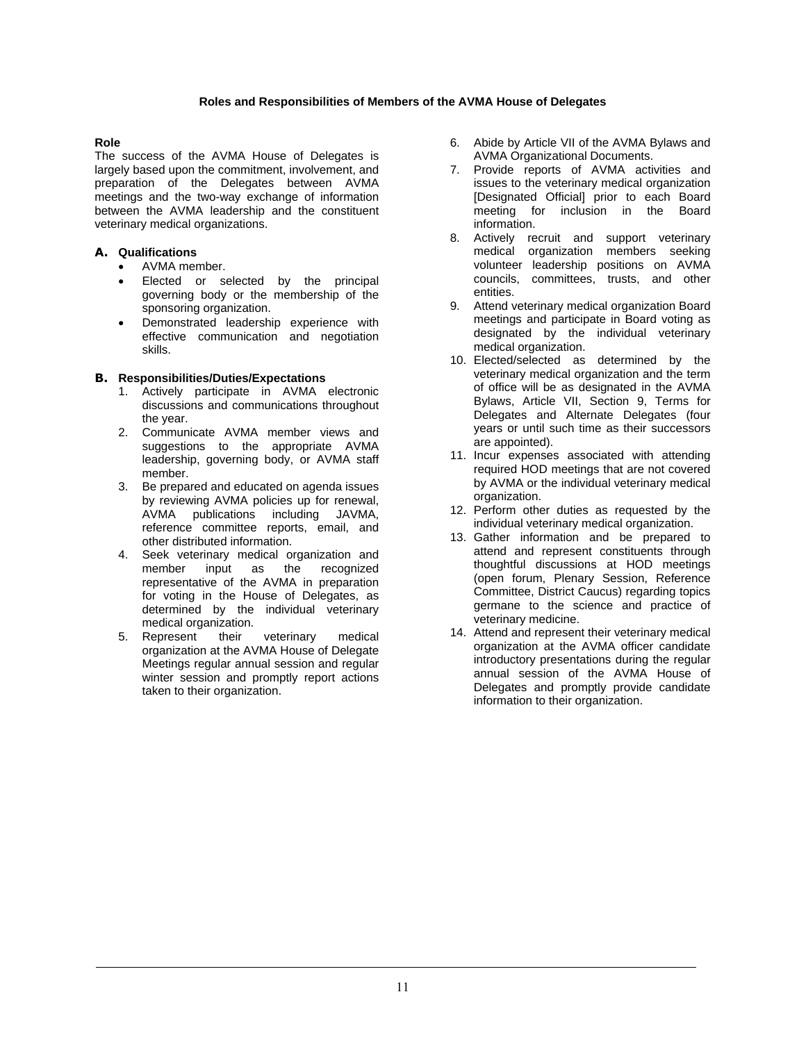## Roles and Responsibilities of Members of the AVMA House of Delegates

**Role**

The success of the AVMA House of Delegates is largely based upon the commitment, involvement, and preparation of the Delegates between AVMA meetings and the two-way exchange of information between the AVMA leadership and the constituent veterinary medical organizations.

**A. Qualifications**

- AVMA member.
- Elected or selected by the principal governing body or the membership of the sponsoring organization.
- Demonstrated leadership experience with effective communication and negotiation skills.

**B. Responsibilities/Duties/Expectations**

1. Actively participate in AVMA electronic discussions and communications throughout the year.
2. Communicate AVMA member views and suggestions to the appropriate AVMA leadership, governing body, or AVMA staff member.
3. Be prepared and educated on agenda issues by reviewing AVMA policies up for renewal, AVMA publications including JAVMA, reference committee reports, email, and other distributed information.
4. Seek veterinary medical organization and member input as the recognized representative of the AVMA in preparation for voting in the House of Delegates, as determined by the individual veterinary medical organization.
5. Represent their veterinary medical organization at the AVMA House of Delegate Meetings regular annual session and regular winter session and promptly report actions taken to their organization.
6. Abide by Article VII of the AVMA Bylaws and AVMA Organizational Documents.
7. Provide reports of AVMA activities and issues to the veterinary medical organization [Designated Official] prior to each Board meeting for inclusion in the Board information.
8. Actively recruit and support veterinary medical organization members seeking volunteer leadership positions on AVMA councils, committees, trusts, and other entities.
9. Attend veterinary medical organization Board meetings and participate in Board voting as designated by the individual veterinary medical organization.
10. Elected/selected as determined by the veterinary medical organization and the term of office will be as designated in the AVMA Bylaws, Article VII, Section 9, Terms for Delegates and Alternate Delegates (four years or until such time as their successors are appointed).
11. Incur expenses associated with attending required HOD meetings that are not covered by AVMA or the individual veterinary medical organization.
12. Perform other duties as requested by the individual veterinary medical organization.
13. Gather information and be prepared to attend and represent constituents through thoughtful discussions at HOD meetings (open forum, Plenary Session, Reference Committee, District Caucus) regarding topics germane to the science and practice of veterinary medicine.
14. Attend and represent their veterinary medical organization at the AVMA officer candidate introductory presentations during the regular annual session of the AVMA House of Delegates and promptly provide candidate information to their organization.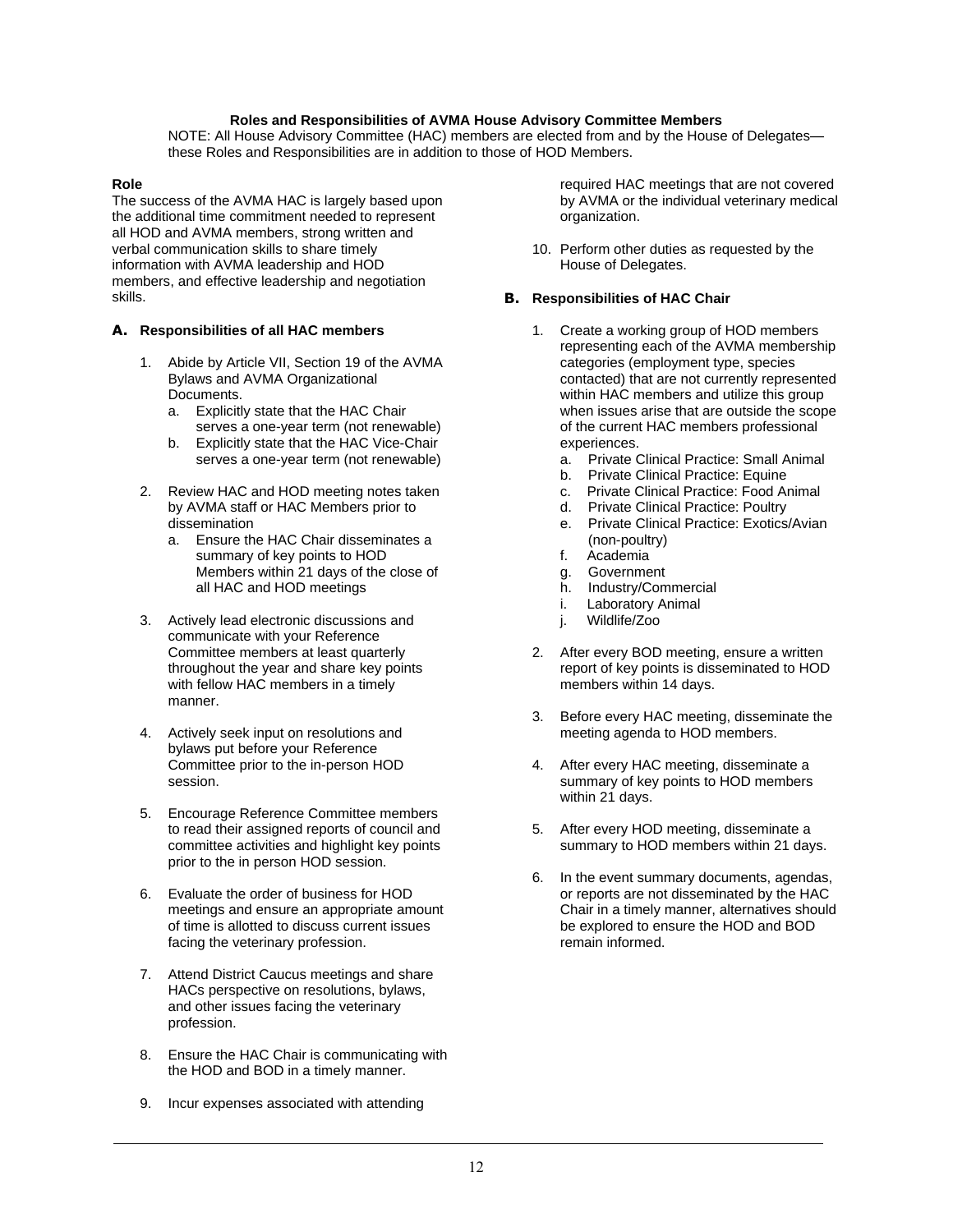**Roles and Responsibilities of AVMA House Advisory Committee Members**

NOTE: All House Advisory Committee (HAC) members are elected from and by the House of Delegates—these Roles and Responsibilities are in addition to those of HOD Members.

**Role**

The success of the AVMA HAC is largely based upon the additional time commitment needed to represent all HOD and AVMA members, strong written and verbal communication skills to share timely information with AVMA leadership and HOD members, and effective leadership and negotiation skills.

**A. Responsibilities of all HAC members**

1. Abide by Article VII, Section 19 of the AVMA Bylaws and AVMA Organizational Documents.
   a. Explicitly state that the HAC Chair serves a one-year term (not renewable)
   b. Explicitly state that the HAC Vice-Chair serves a one-year term (not renewable)

2. Review HAC and HOD meeting notes taken by AVMA staff or HAC Members prior to dissemination
   a. Ensure the HAC Chair disseminates a summary of key points to HOD Members within 21 days of the close of all HAC and HOD meetings

3. Actively lead electronic discussions and communicate with your Reference Committee members at least quarterly throughout the year and share key points with fellow HAC members in a timely manner.

4. Actively seek input on resolutions and bylaws put before your Reference Committee prior to the in-person HOD session.

5. Encourage Reference Committee members to read their assigned reports of council and committee activities and highlight key points prior to the in person HOD session.

6. Evaluate the order of business for HOD meetings and ensure an appropriate amount of time is allotted to discuss current issues facing the veterinary profession.

7. Attend District Caucus meetings and share HACs perspective on resolutions, bylaws, and other issues facing the veterinary profession.

8. Ensure the HAC Chair is communicating with the HOD and BOD in a timely manner.

9. Incur expenses associated with attending required HAC meetings that are not covered by AVMA or the individual veterinary medical organization.

10. Perform other duties as requested by the House of Delegates.

**B. Responsibilities of HAC Chair**

1. Create a working group of HOD members representing each of the AVMA membership categories (employment type, species contacted) that are not currently represented within HAC members and utilize this group when issues arise that are outside the scope of the current HAC members professional experiences.
   a. Private Clinical Practice: Small Animal
   b. Private Clinical Practice: Equine
   c. Private Clinical Practice: Food Animal
   d. Private Clinical Practice: Poultry
   e. Private Clinical Practice: Exotics/Avian (non-poultry)
   f. Academia
   g. Government
   h. Industry/Commercial
   i. Laboratory Animal
   j. Wildlife/Zoo

2. After every BOD meeting, ensure a written report of key points is disseminated to HOD members within 14 days.

3. Before every HAC meeting, disseminate the meeting agenda to HOD members.

4. After every HAC meeting, disseminate a summary of key points to HOD members within 21 days.

5. After every HOD meeting, disseminate a summary to HOD members within 21 days.

6. In the event summary documents, agendas, or reports are not disseminated by the HAC Chair in a timely manner, alternatives should be explored to ensure the HOD and BOD remain informed.